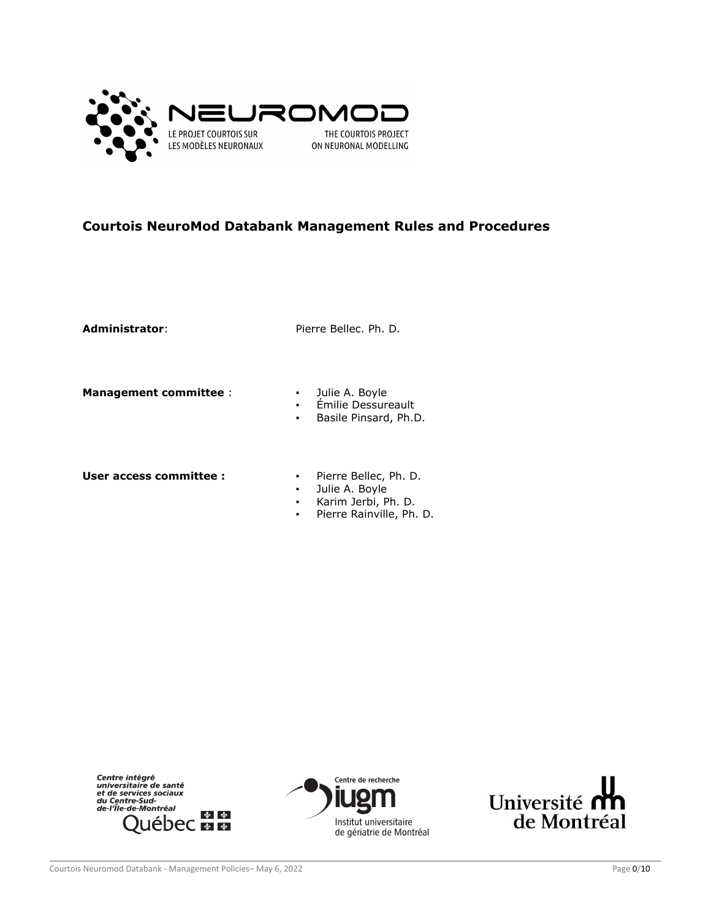NEUROMOD

LE PROJET COURTOIS SUR LES MODÈLES NEURONAUX

THE COURTOIS PROJECT ON NEURONAL MODELLING

## Courtois NeuroMod Databank Management Rules and Procedures

**Administrator**: Pierre Bellec. Ph. D.

**Management committee** :

- Julie A. Boyle
- Émilie Dessureault
- Basile Pinsard, Ph.D.

**User access committee :**

- Pierre Bellec, Ph. D.
- Julie A. Boyle
- Karim Jerbi, Ph. D.
- Pierre Rainville, Ph. D.

Centre intégré universitaire de santé et de services sociaux du Centre-Sud-de-l'Île-de-Montréal Québec

Centre de recherche iugm Institut universitaire de gériatrie de Montréal

Université de Montréal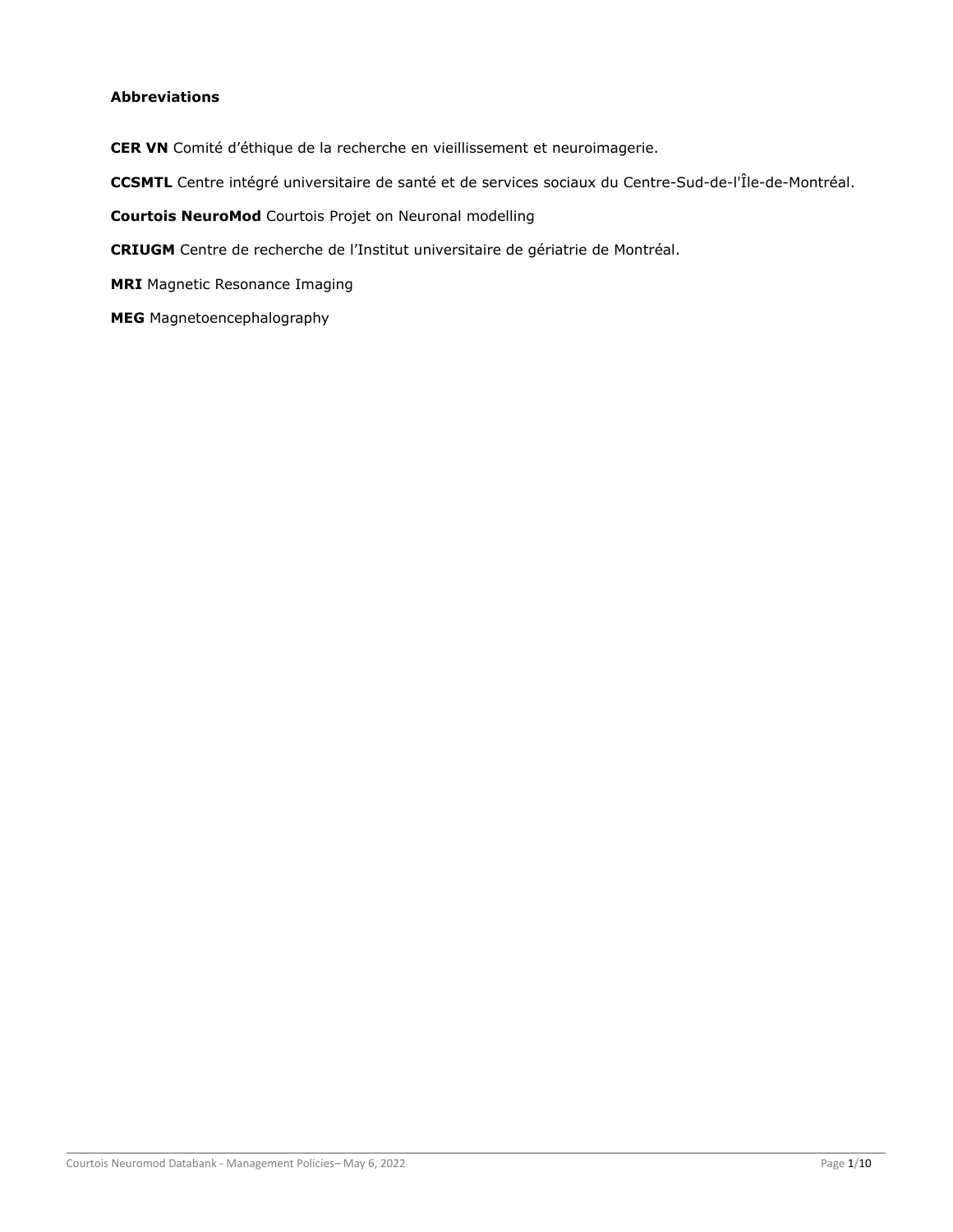**Abbreviations**

**CER VN** Comité d'éthique de la recherche en vieillissement et neuroimagerie.

**CCSMTL** Centre intégré universitaire de santé et de services sociaux du Centre-Sud-de-l'Île-de-Montréal.

**Courtois NeuroMod** Courtois Projet on Neuronal modelling

**CRIUGM** Centre de recherche de l'Institut universitaire de gériatrie de Montréal.

**MRI** Magnetic Resonance Imaging

**MEG** Magnetoencephalography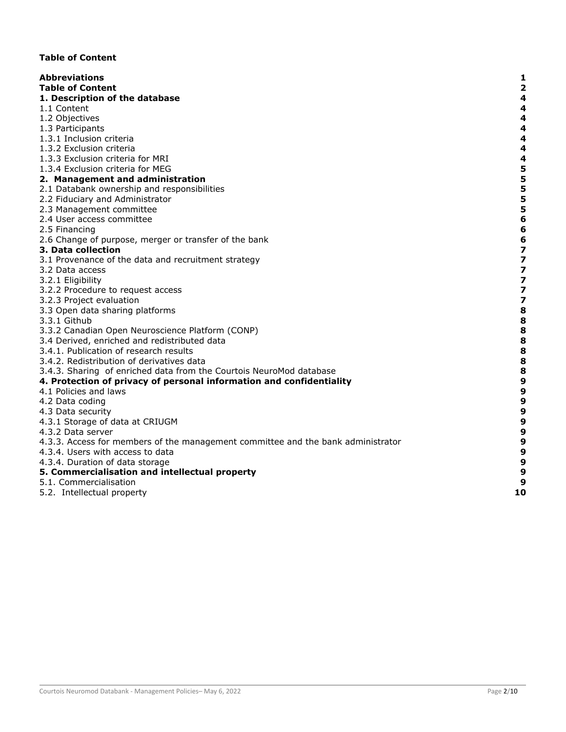**Table of Content**

| | |
|---|---|
| **Abbreviations** | **1** |
| **Table of Content** | **2** |
| **1. Description of the database** | **4** |
| 1.1 Content | 4 |
| 1.2 Objectives | 4 |
| 1.3 Participants | 4 |
| 1.3.1 Inclusion criteria | 4 |
| 1.3.2 Exclusion criteria | 4 |
| 1.3.3 Exclusion criteria for MRI | 4 |
| 1.3.4 Exclusion criteria for MEG | 5 |
| **2. Management and administration** | **5** |
| 2.1 Databank ownership and responsibilities | 5 |
| 2.2 Fiduciary and Administrator | 5 |
| 2.3 Management committee | 5 |
| 2.4 User access committee | 6 |
| 2.5 Financing | 6 |
| 2.6 Change of purpose, merger or transfer of the bank | 6 |
| **3. Data collection** | **7** |
| 3.1 Provenance of the data and recruitment strategy | 7 |
| 3.2 Data access | 7 |
| 3.2.1 Eligibility | 7 |
| 3.2.2 Procedure to request access | 7 |
| 3.2.3 Project evaluation | 7 |
| 3.3 Open data sharing platforms | 8 |
| 3.3.1 Github | 8 |
| 3.3.2 Canadian Open Neuroscience Platform (CONP) | 8 |
| 3.4 Derived, enriched and redistributed data | 8 |
| 3.4.1. Publication of research results | 8 |
| 3.4.2. Redistribution of derivatives data | 8 |
| 3.4.3. Sharing of enriched data from the Courtois NeuroMod database | 8 |
| **4. Protection of privacy of personal information and confidentiality** | **9** |
| 4.1 Policies and laws | 9 |
| 4.2 Data coding | 9 |
| 4.3 Data security | 9 |
| 4.3.1 Storage of data at CRIUGM | 9 |
| 4.3.2 Data server | 9 |
| 4.3.3. Access for members of the management committee and the bank administrator | 9 |
| 4.3.4. Users with access to data | 9 |
| 4.3.4. Duration of data storage | 9 |
| **5. Commercialisation and intellectual property** | **9** |
| 5.1. Commercialisation | 9 |
| 5.2. Intellectual property | **10** |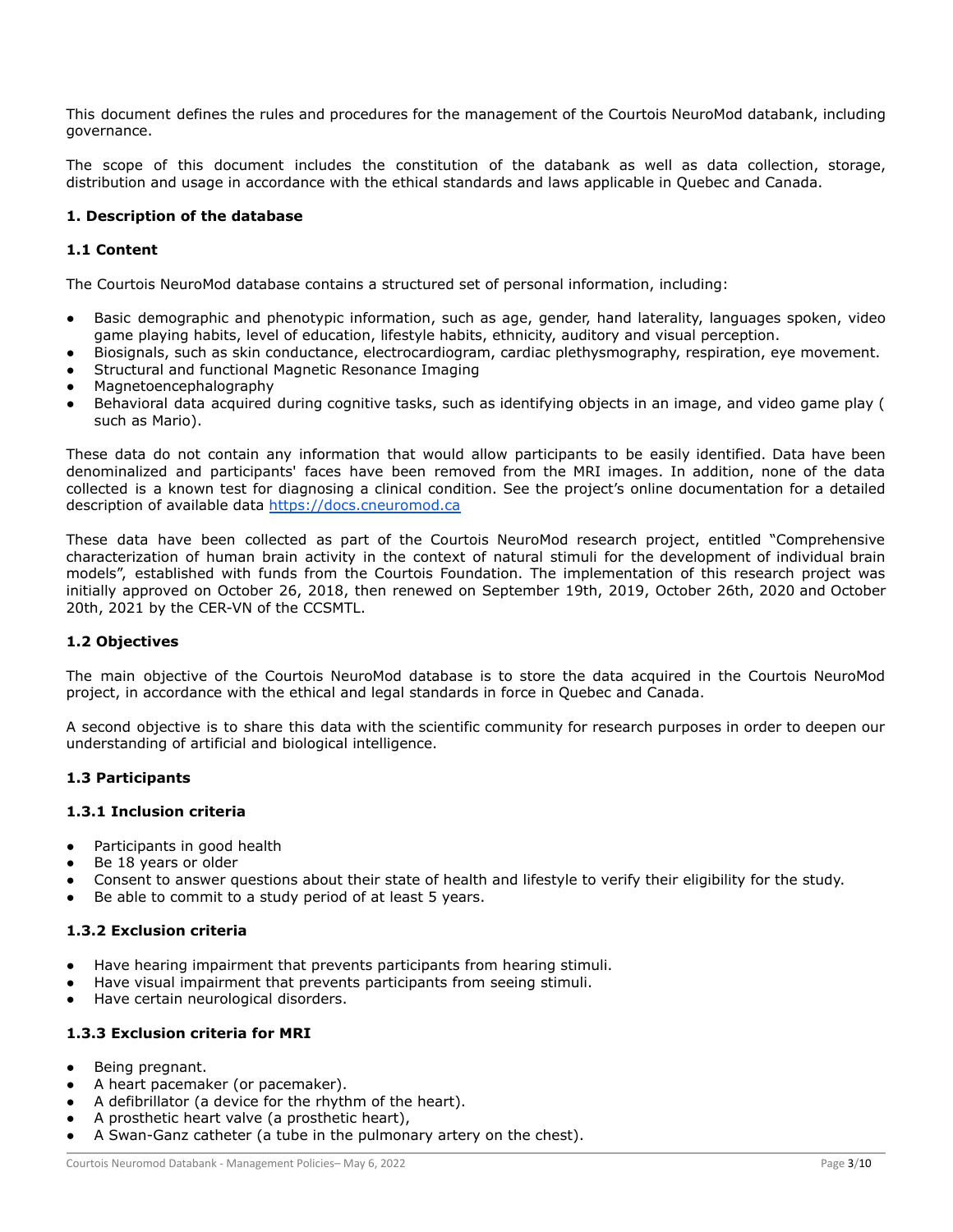This document defines the rules and procedures for the management of the Courtois NeuroMod databank, including governance.

The scope of this document includes the constitution of the databank as well as data collection, storage, distribution and usage in accordance with the ethical standards and laws applicable in Quebec and Canada.

## 1. Description of the database

### 1.1 Content

The Courtois NeuroMod database contains a structured set of personal information, including:

- Basic demographic and phenotypic information, such as age, gender, hand laterality, languages spoken, video game playing habits, level of education, lifestyle habits, ethnicity, auditory and visual perception.
- Biosignals, such as skin conductance, electrocardiogram, cardiac plethysmography, respiration, eye movement.
- Structural and functional Magnetic Resonance Imaging
- Magnetoencephalography
- Behavioral data acquired during cognitive tasks, such as identifying objects in an image, and video game play ( such as Mario).

These data do not contain any information that would allow participants to be easily identified. Data have been denominalized and participants' faces have been removed from the MRI images. In addition, none of the data collected is a known test for diagnosing a clinical condition. See the project's online documentation for a detailed description of available data [https://docs.cneuromod.ca](https://docs.cneuromod.ca)

These data have been collected as part of the Courtois NeuroMod research project, entitled "Comprehensive characterization of human brain activity in the context of natural stimuli for the development of individual brain models", established with funds from the Courtois Foundation. The implementation of this research project was initially approved on October 26, 2018, then renewed on September 19th, 2019, October 26th, 2020 and October 20th, 2021 by the CER-VN of the CCSMTL.

### 1.2 Objectives

The main objective of the Courtois NeuroMod database is to store the data acquired in the Courtois NeuroMod project, in accordance with the ethical and legal standards in force in Quebec and Canada.

A second objective is to share this data with the scientific community for research purposes in order to deepen our understanding of artificial and biological intelligence.

### 1.3 Participants

#### 1.3.1 Inclusion criteria

- Participants in good health
- Be 18 years or older
- Consent to answer questions about their state of health and lifestyle to verify their eligibility for the study.
- Be able to commit to a study period of at least 5 years.

#### 1.3.2 Exclusion criteria

- Have hearing impairment that prevents participants from hearing stimuli.
- Have visual impairment that prevents participants from seeing stimuli.
- Have certain neurological disorders.

#### 1.3.3 Exclusion criteria for MRI

- Being pregnant.
- A heart pacemaker (or pacemaker).
- A defibrillator (a device for the rhythm of the heart).
- A prosthetic heart valve (a prosthetic heart),
- A Swan-Ganz catheter (a tube in the pulmonary artery on the chest).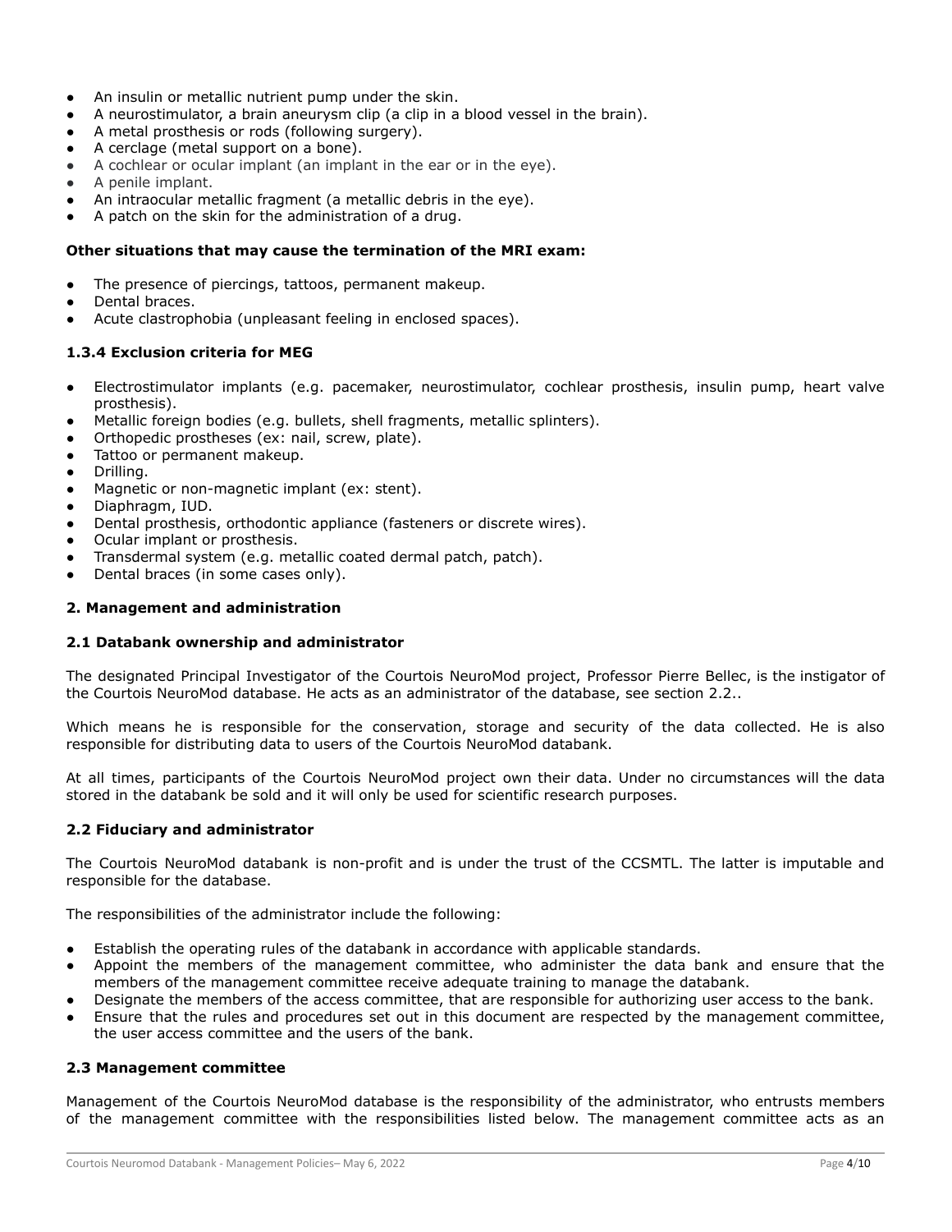- An insulin or metallic nutrient pump under the skin.
- A neurostimulator, a brain aneurysm clip (a clip in a blood vessel in the brain).
- A metal prosthesis or rods (following surgery).
- A cerclage (metal support on a bone).
- A cochlear or ocular implant (an implant in the ear or in the eye).
- A penile implant.
- An intraocular metallic fragment (a metallic debris in the eye).
- A patch on the skin for the administration of a drug.

**Other situations that may cause the termination of the MRI exam:**

- The presence of piercings, tattoos, permanent makeup.
- Dental braces.
- Acute clastrophobia (unpleasant feeling in enclosed spaces).

### 1.3.4 Exclusion criteria for MEG

- Electrostimulator implants (e.g. pacemaker, neurostimulator, cochlear prosthesis, insulin pump, heart valve prosthesis).
- Metallic foreign bodies (e.g. bullets, shell fragments, metallic splinters).
- Orthopedic prostheses (ex: nail, screw, plate).
- Tattoo or permanent makeup.
- Drilling.
- Magnetic or non-magnetic implant (ex: stent).
- Diaphragm, IUD.
- Dental prosthesis, orthodontic appliance (fasteners or discrete wires).
- Ocular implant or prosthesis.
- Transdermal system (e.g. metallic coated dermal patch, patch).
- Dental braces (in some cases only).

## 2. Management and administration

### 2.1 Databank ownership and administrator

The designated Principal Investigator of the Courtois NeuroMod project, Professor Pierre Bellec, is the instigator of the Courtois NeuroMod database. He acts as an administrator of the database, see section 2.2..

Which means he is responsible for the conservation, storage and security of the data collected. He is also responsible for distributing data to users of the Courtois NeuroMod databank.

At all times, participants of the Courtois NeuroMod project own their data. Under no circumstances will the data stored in the databank be sold and it will only be used for scientific research purposes.

### 2.2 Fiduciary and administrator

The Courtois NeuroMod databank is non-profit and is under the trust of the CCSMTL. The latter is imputable and responsible for the database.

The responsibilities of the administrator include the following:

- Establish the operating rules of the databank in accordance with applicable standards.
- Appoint the members of the management committee, who administer the data bank and ensure that the members of the management committee receive adequate training to manage the databank.
- Designate the members of the access committee, that are responsible for authorizing user access to the bank.
- Ensure that the rules and procedures set out in this document are respected by the management committee, the user access committee and the users of the bank.

### 2.3 Management committee

Management of the Courtois NeuroMod database is the responsibility of the administrator, who entrusts members of the management committee with the responsibilities listed below. The management committee acts as an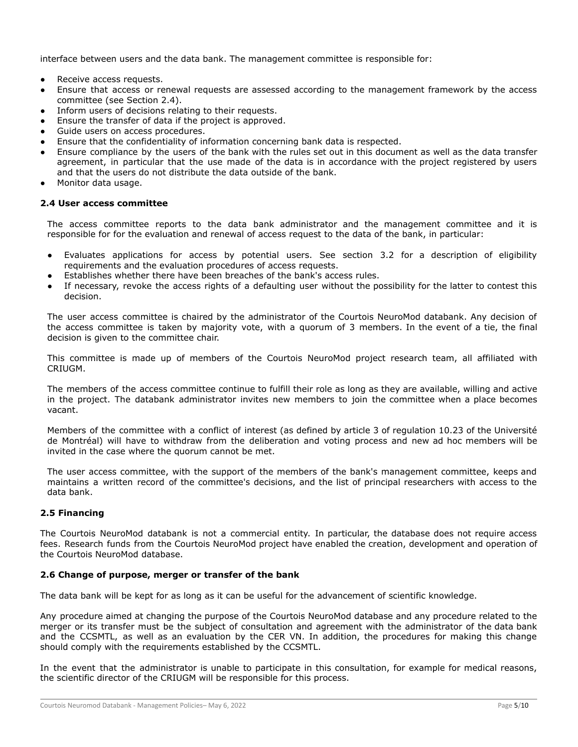interface between users and the data bank. The management committee is responsible for:

- Receive access requests.
- Ensure that access or renewal requests are assessed according to the management framework by the access committee (see Section 2.4).
- Inform users of decisions relating to their requests.
- Ensure the transfer of data if the project is approved.
- Guide users on access procedures.
- Ensure that the confidentiality of information concerning bank data is respected.
- Ensure compliance by the users of the bank with the rules set out in this document as well as the data transfer agreement, in particular that the use made of the data is in accordance with the project registered by users and that the users do not distribute the data outside of the bank.
- Monitor data usage.

### 2.4 User access committee

The access committee reports to the data bank administrator and the management committee and it is responsible for for the evaluation and renewal of access request to the data of the bank, in particular:

- Evaluates applications for access by potential users. See section 3.2 for a description of eligibility requirements and the evaluation procedures of access requests.
- Establishes whether there have been breaches of the bank's access rules.
- If necessary, revoke the access rights of a defaulting user without the possibility for the latter to contest this decision.

The user access committee is chaired by the administrator of the Courtois NeuroMod databank. Any decision of the access committee is taken by majority vote, with a quorum of 3 members. In the event of a tie, the final decision is given to the committee chair.

This committee is made up of members of the Courtois NeuroMod project research team, all affiliated with CRIUGM.

The members of the access committee continue to fulfill their role as long as they are available, willing and active in the project. The databank administrator invites new members to join the committee when a place becomes vacant.

Members of the committee with a conflict of interest (as defined by article 3 of regulation 10.23 of the Université de Montréal) will have to withdraw from the deliberation and voting process and new ad hoc members will be invited in the case where the quorum cannot be met.

The user access committee, with the support of the members of the bank's management committee, keeps and maintains a written record of the committee's decisions, and the list of principal researchers with access to the data bank.

### 2.5 Financing

The Courtois NeuroMod databank is not a commercial entity. In particular, the database does not require access fees. Research funds from the Courtois NeuroMod project have enabled the creation, development and operation of the Courtois NeuroMod database.

### 2.6 Change of purpose, merger or transfer of the bank

The data bank will be kept for as long as it can be useful for the advancement of scientific knowledge.

Any procedure aimed at changing the purpose of the Courtois NeuroMod database and any procedure related to the merger or its transfer must be the subject of consultation and agreement with the administrator of the data bank and the CCSMTL, as well as an evaluation by the CER VN. In addition, the procedures for making this change should comply with the requirements established by the CCSMTL.

In the event that the administrator is unable to participate in this consultation, for example for medical reasons, the scientific director of the CRIUGM will be responsible for this process.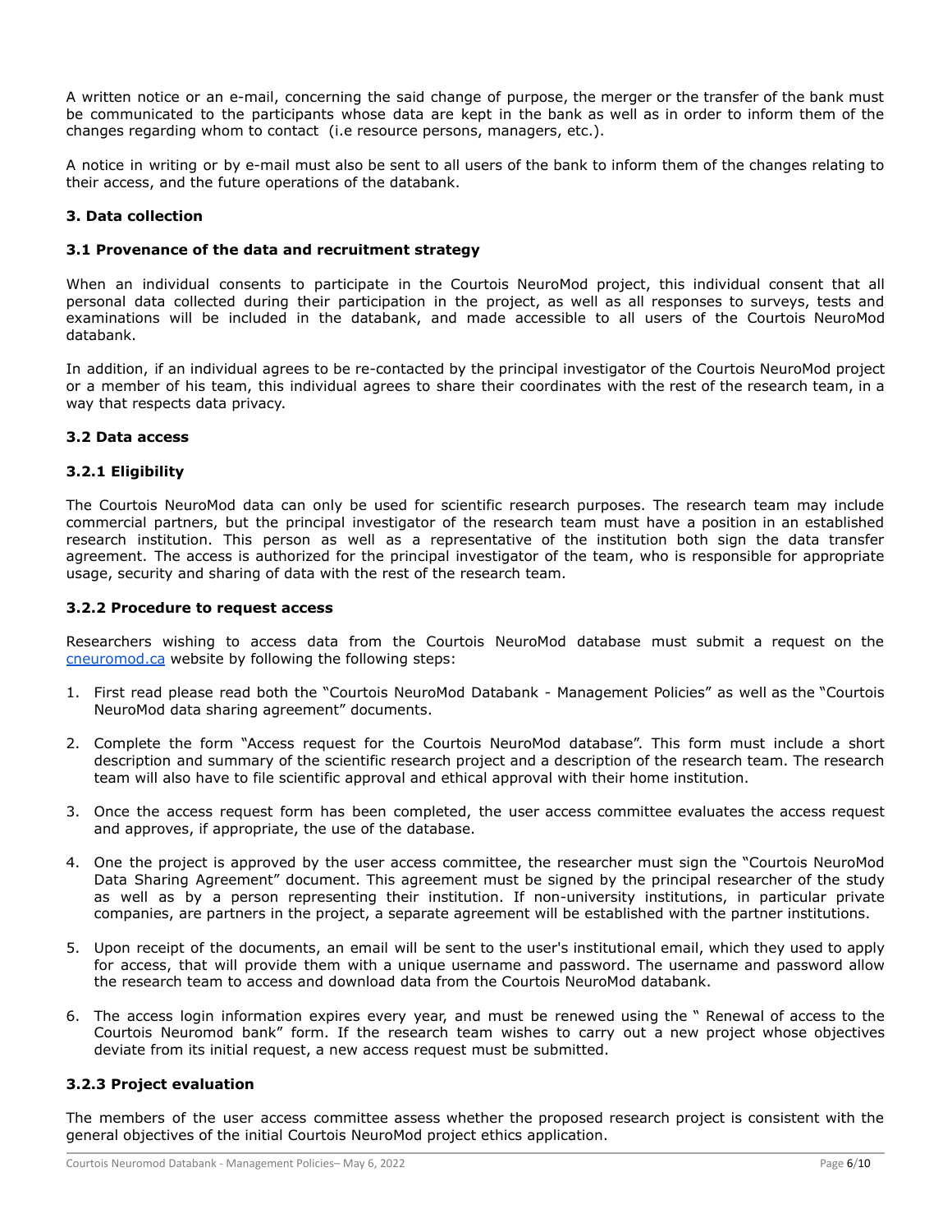A written notice or an e-mail, concerning the said change of purpose, the merger or the transfer of the bank must be communicated to the participants whose data are kept in the bank as well as in order to inform them of the changes regarding whom to contact (i.e resource persons, managers, etc.).

A notice in writing or by e-mail must also be sent to all users of the bank to inform them of the changes relating to their access, and the future operations of the databank.

### 3. Data collection

#### 3.1 Provenance of the data and recruitment strategy

When an individual consents to participate in the Courtois NeuroMod project, this individual consent that all personal data collected during their participation in the project, as well as all responses to surveys, tests and examinations will be included in the databank, and made accessible to all users of the Courtois NeuroMod databank.

In addition, if an individual agrees to be re-contacted by the principal investigator of the Courtois NeuroMod project or a member of his team, this individual agrees to share their coordinates with the rest of the research team, in a way that respects data privacy.

#### 3.2 Data access

#### 3.2.1 Eligibility

The Courtois NeuroMod data can only be used for scientific research purposes. The research team may include commercial partners, but the principal investigator of the research team must have a position in an established research institution. This person as well as a representative of the institution both sign the data transfer agreement. The access is authorized for the principal investigator of the team, who is responsible for appropriate usage, security and sharing of data with the rest of the research team.

#### 3.2.2 Procedure to request access

Researchers wishing to access data from the Courtois NeuroMod database must submit a request on the cneuromod.ca website by following the following steps:

1. First read please read both the "Courtois NeuroMod Databank - Management Policies" as well as the "Courtois NeuroMod data sharing agreement" documents.

2. Complete the form "Access request for the Courtois NeuroMod database". This form must include a short description and summary of the scientific research project and a description of the research team. The research team will also have to file scientific approval and ethical approval with their home institution.

3. Once the access request form has been completed, the user access committee evaluates the access request and approves, if appropriate, the use of the database.

4. One the project is approved by the user access committee, the researcher must sign the "Courtois NeuroMod Data Sharing Agreement" document. This agreement must be signed by the principal researcher of the study as well as by a person representing their institution. If non-university institutions, in particular private companies, are partners in the project, a separate agreement will be established with the partner institutions.

5. Upon receipt of the documents, an email will be sent to the user's institutional email, which they used to apply for access, that will provide them with a unique username and password. The username and password allow the research team to access and download data from the Courtois NeuroMod databank.

6. The access login information expires every year, and must be renewed using the " Renewal of access to the Courtois Neuromod bank" form. If the research team wishes to carry out a new project whose objectives deviate from its initial request, a new access request must be submitted.

#### 3.2.3 Project evaluation

The members of the user access committee assess whether the proposed research project is consistent with the general objectives of the initial Courtois NeuroMod project ethics application.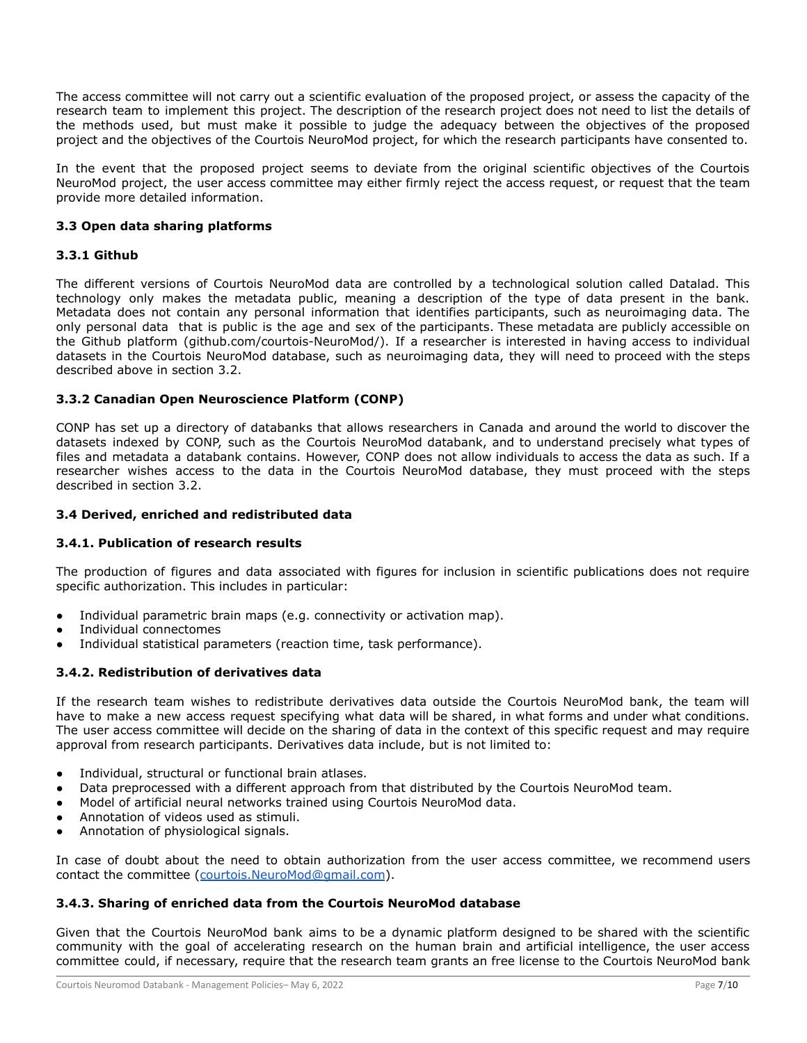The access committee will not carry out a scientific evaluation of the proposed project, or assess the capacity of the research team to implement this project. The description of the research project does not need to list the details of the methods used, but must make it possible to judge the adequacy between the objectives of the proposed project and the objectives of the Courtois NeuroMod project, for which the research participants have consented to.

In the event that the proposed project seems to deviate from the original scientific objectives of the Courtois NeuroMod project, the user access committee may either firmly reject the access request, or request that the team provide more detailed information.

### 3.3 Open data sharing platforms

#### 3.3.1 Github

The different versions of Courtois NeuroMod data are controlled by a technological solution called Datalad. This technology only makes the metadata public, meaning a description of the type of data present in the bank. Metadata does not contain any personal information that identifies participants, such as neuroimaging data. The only personal data that is public is the age and sex of the participants. These metadata are publicly accessible on the Github platform (github.com/courtois-NeuroMod/). If a researcher is interested in having access to individual datasets in the Courtois NeuroMod database, such as neuroimaging data, they will need to proceed with the steps described above in section 3.2.

#### 3.3.2 Canadian Open Neuroscience Platform (CONP)

CONP has set up a directory of databanks that allows researchers in Canada and around the world to discover the datasets indexed by CONP, such as the Courtois NeuroMod databank, and to understand precisely what types of files and metadata a databank contains. However, CONP does not allow individuals to access the data as such. If a researcher wishes access to the data in the Courtois NeuroMod database, they must proceed with the steps described in section 3.2.

### 3.4 Derived, enriched and redistributed data

#### 3.4.1. Publication of research results

The production of figures and data associated with figures for inclusion in scientific publications does not require specific authorization. This includes in particular:

- Individual parametric brain maps (e.g. connectivity or activation map).
- Individual connectomes
- Individual statistical parameters (reaction time, task performance).

#### 3.4.2. Redistribution of derivatives data

If the research team wishes to redistribute derivatives data outside the Courtois NeuroMod bank, the team will have to make a new access request specifying what data will be shared, in what forms and under what conditions. The user access committee will decide on the sharing of data in the context of this specific request and may require approval from research participants. Derivatives data include, but is not limited to:

- Individual, structural or functional brain atlases.
- Data preprocessed with a different approach from that distributed by the Courtois NeuroMod team.
- Model of artificial neural networks trained using Courtois NeuroMod data.
- Annotation of videos used as stimuli.
- Annotation of physiological signals.

In case of doubt about the need to obtain authorization from the user access committee, we recommend users contact the committee (courtois.NeuroMod@gmail.com).

#### 3.4.3. Sharing of enriched data from the Courtois NeuroMod database

Given that the Courtois NeuroMod bank aims to be a dynamic platform designed to be shared with the scientific community with the goal of accelerating research on the human brain and artificial intelligence, the user access committee could, if necessary, require that the research team grants an free license to the Courtois NeuroMod bank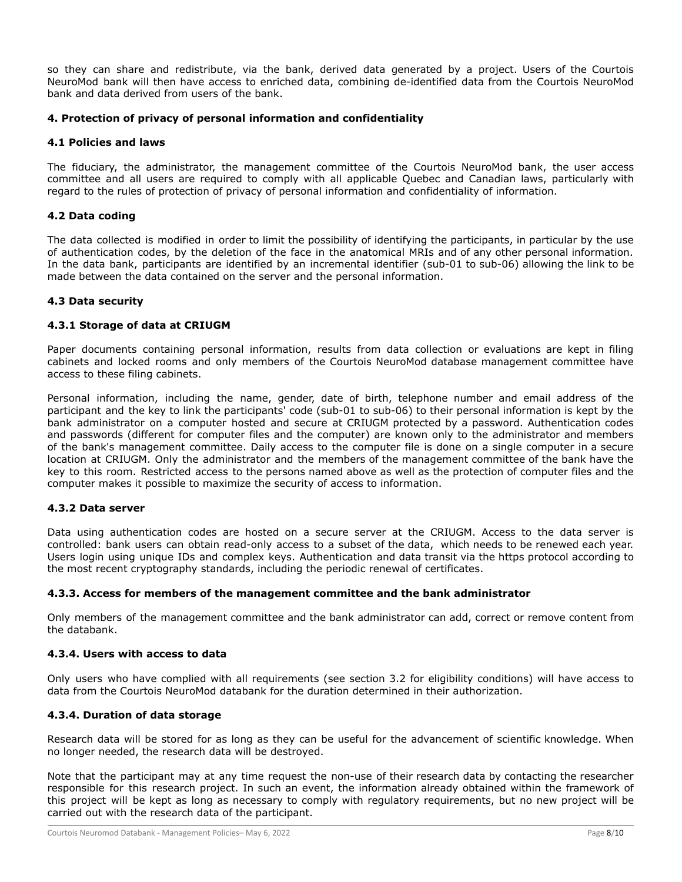so they can share and redistribute, via the bank, derived data generated by a project. Users of the Courtois NeuroMod bank will then have access to enriched data, combining de-identified data from the Courtois NeuroMod bank and data derived from users of the bank.

## 4. Protection of privacy of personal information and confidentiality

### 4.1 Policies and laws

The fiduciary, the administrator, the management committee of the Courtois NeuroMod bank, the user access committee and all users are required to comply with all applicable Quebec and Canadian laws, particularly with regard to the rules of protection of privacy of personal information and confidentiality of information.

### 4.2 Data coding

The data collected is modified in order to limit the possibility of identifying the participants, in particular by the use of authentication codes, by the deletion of the face in the anatomical MRIs and of any other personal information. In the data bank, participants are identified by an incremental identifier (sub-01 to sub-06) allowing the link to be made between the data contained on the server and the personal information.

### 4.3 Data security

#### 4.3.1 Storage of data at CRIUGM

Paper documents containing personal information, results from data collection or evaluations are kept in filing cabinets and locked rooms and only members of the Courtois NeuroMod database management committee have access to these filing cabinets.

Personal information, including the name, gender, date of birth, telephone number and email address of the participant and the key to link the participants' code (sub-01 to sub-06) to their personal information is kept by the bank administrator on a computer hosted and secure at CRIUGM protected by a password. Authentication codes and passwords (different for computer files and the computer) are known only to the administrator and members of the bank's management committee. Daily access to the computer file is done on a single computer in a secure location at CRIUGM. Only the administrator and the members of the management committee of the bank have the key to this room. Restricted access to the persons named above as well as the protection of computer files and the computer makes it possible to maximize the security of access to information.

#### 4.3.2 Data server

Data using authentication codes are hosted on a secure server at the CRIUGM. Access to the data server is controlled: bank users can obtain read-only access to a subset of the data, which needs to be renewed each year. Users login using unique IDs and complex keys. Authentication and data transit via the https protocol according to the most recent cryptography standards, including the periodic renewal of certificates.

#### 4.3.3. Access for members of the management committee and the bank administrator

Only members of the management committee and the bank administrator can add, correct or remove content from the databank.

#### 4.3.4. Users with access to data

Only users who have complied with all requirements (see section 3.2 for eligibility conditions) will have access to data from the Courtois NeuroMod databank for the duration determined in their authorization.

#### 4.3.4. Duration of data storage

Research data will be stored for as long as they can be useful for the advancement of scientific knowledge. When no longer needed, the research data will be destroyed.

Note that the participant may at any time request the non-use of their research data by contacting the researcher responsible for this research project. In such an event, the information already obtained within the framework of this project will be kept as long as necessary to comply with regulatory requirements, but no new project will be carried out with the research data of the participant.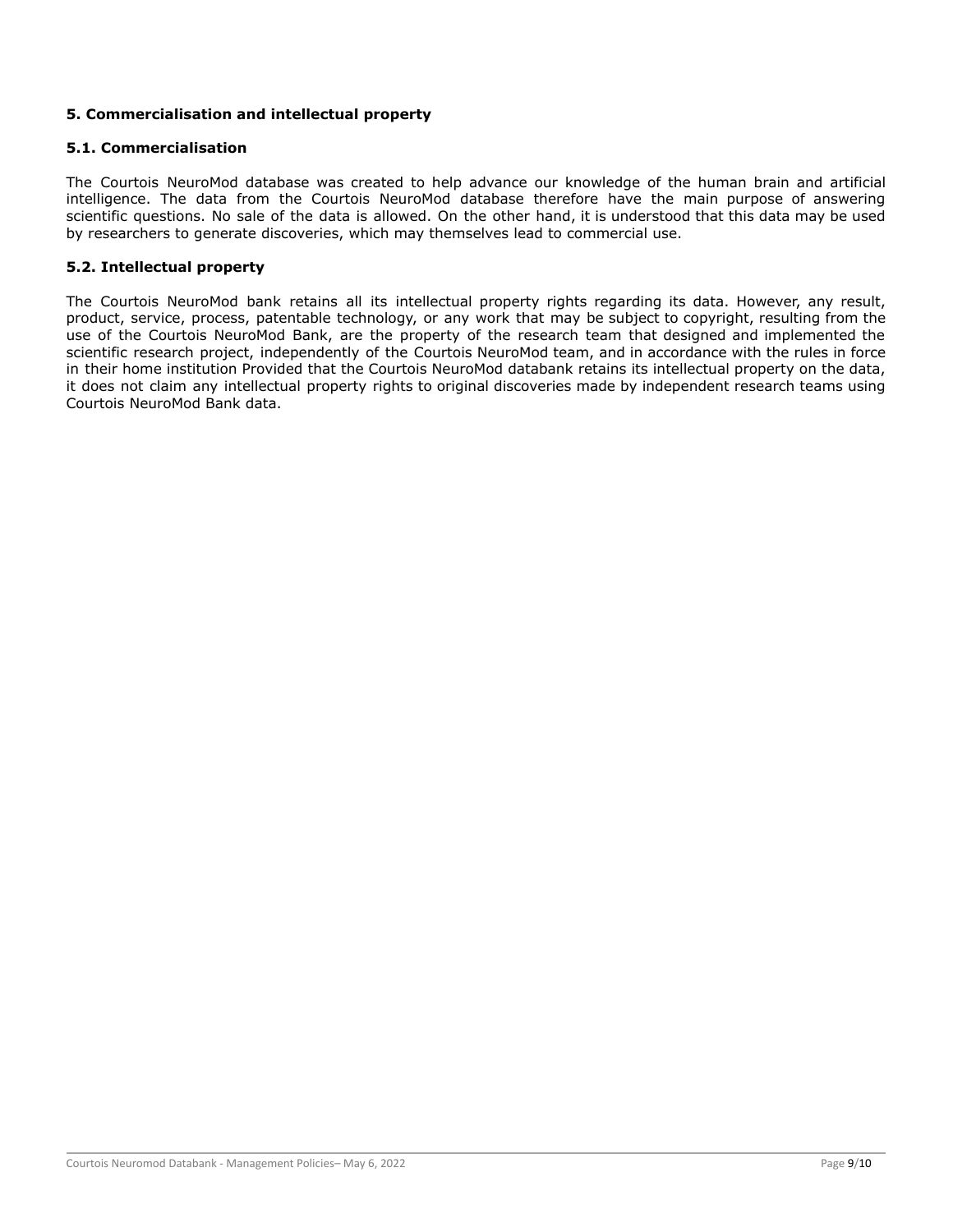## 5. Commercialisation and intellectual property

### 5.1. Commercialisation

The Courtois NeuroMod database was created to help advance our knowledge of the human brain and artificial intelligence. The data from the Courtois NeuroMod database therefore have the main purpose of answering scientific questions. No sale of the data is allowed. On the other hand, it is understood that this data may be used by researchers to generate discoveries, which may themselves lead to commercial use.

### 5.2. Intellectual property

The Courtois NeuroMod bank retains all its intellectual property rights regarding its data. However, any result, product, service, process, patentable technology, or any work that may be subject to copyright, resulting from the use of the Courtois NeuroMod Bank, are the property of the research team that designed and implemented the scientific research project, independently of the Courtois NeuroMod team, and in accordance with the rules in force in their home institution Provided that the Courtois NeuroMod databank retains its intellectual property on the data, it does not claim any intellectual property rights to original discoveries made by independent research teams using Courtois NeuroMod Bank data.